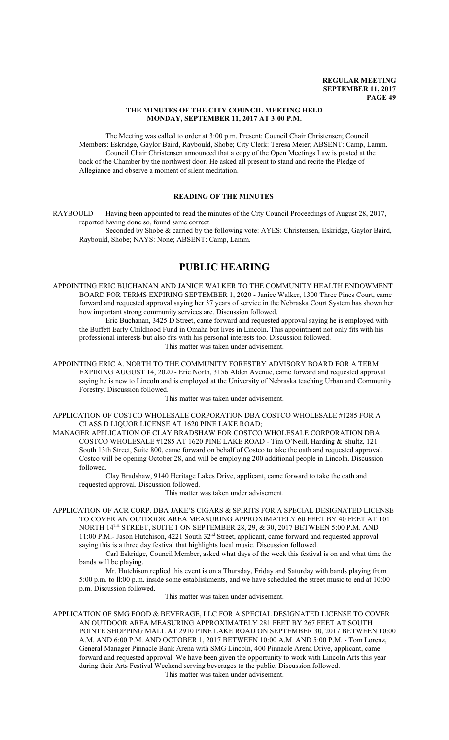**THE MINUTES OF THE CITY COUNCIL MEETING HELD MONDAY, SEPTEMBER 11, 2017 AT 3:00 P.M.**

The Meeting was called to order at 3:00 p.m. Present: Council Chair Christensen; Council Members: Eskridge, Gaylor Baird, Raybould, Shobe; City Clerk: Teresa Meier; ABSENT: Camp, Lamm.

Council Chair Christensen announced that a copy of the Open Meetings Law is posted at the back of the Chamber by the northwest door. He asked all present to stand and recite the Pledge of Allegiance and observe a moment of silent meditation.

## READING OF THE MINUTES

RAYBOULD Having been appointed to read the minutes of the City Council Proceedings of August 28, 2017, reported having done so, found same correct.

Seconded by Shobe & carried by the following vote: AYES: Christensen, Eskridge, Gaylor Baird, Raybould, Shobe; NAYS: None; ABSENT: Camp, Lamm.

# PUBLIC HEARING

APPOINTING ERIC BUCHANAN AND JANICE WALKER TO THE COMMUNITY HEALTH ENDOWMENT BOARD FOR TERMS EXPIRING SEPTEMBER 1, 2020 - Janice Walker, 1300 Three Pines Court, came forward and requested approval saying her 37 years of service in the Nebraska Court System has shown her how important strong community services are. Discussion followed.

Eric Buchanan, 3425 D Street, came forward and requested approval saying he is employed with the Buffett Early Childhood Fund in Omaha but lives in Lincoln. This appointment not only fits with his professional interests but also fits with his personal interests too. Discussion followed.

This matter was taken under advisement.

APPOINTING ERIC A. NORTH TO THE COMMUNITY FORESTRY ADVISORY BOARD FOR A TERM EXPIRING AUGUST 14, 2020 - Eric North, 3156 Alden Avenue, came forward and requested approval saying he is new to Lincoln and is employed at the University of Nebraska teaching Urban and Community Forestry. Discussion followed.

This matter was taken under advisement.

APPLICATION OF COSTCO WHOLESALE CORPORATION DBA COSTCO WHOLESALE #1285 FOR A CLASS D LIQUOR LICENSE AT 1620 PINE LAKE ROAD;

MANAGER APPLICATION OF CLAY BRADSHAW FOR COSTCO WHOLESALE CORPORATION DBA COSTCO WHOLESALE #1285 AT 1620 PINE LAKE ROAD - Tim O'Neill, Harding & Shultz, 121 South 13th Street, Suite 800, came forward on behalf of Costco to take the oath and requested approval. Costco will be opening October 28, and will be employing 200 additional people in Lincoln. Discussion followed.

Clay Bradshaw, 9140 Heritage Lakes Drive, applicant, came forward to take the oath and requested approval. Discussion followed.

This matter was taken under advisement.

APPLICATION OF ACR CORP. DBA JAKE'S CIGARS & SPIRITS FOR A SPECIAL DESIGNATED LICENSE TO COVER AN OUTDOOR AREA MEASURING APPROXIMATELY 60 FEET BY 40 FEET AT 101 NORTH 14TH STREET, SUITE 1 ON SEPTEMBER 28, 29, & 30, 2017 BETWEEN 5:00 P.M. AND 11:00 P.M.- Jason Hutchison, 4221 South 32nd Street, applicant, came forward and requested approval saying this is a three day festival that highlights local music. Discussion followed.

Carl Eskridge, Council Member, asked what days of the week this festival is on and what time the bands will be playing.

Mr. Hutchison replied this event is on a Thursday, Friday and Saturday with bands playing from 5:00 p.m. to ll:00 p.m. inside some establishments, and we have scheduled the street music to end at 10:00 p.m. Discussion followed.

This matter was taken under advisement.

APPLICATION OF SMG FOOD & BEVERAGE, LLC FOR A SPECIAL DESIGNATED LICENSE TO COVER AN OUTDOOR AREA MEASURING APPROXIMATELY 281 FEET BY 267 FEET AT SOUTH POINTE SHOPPING MALL AT 2910 PINE LAKE ROAD ON SEPTEMBER 30, 2017 BETWEEN 10:00 A.M. AND 6:00 P.M. AND OCTOBER 1, 2017 BETWEEN 10:00 A.M. AND 5:00 P.M. - Tom Lorenz, General Manager Pinnacle Bank Arena with SMG Lincoln, 400 Pinnacle Arena Drive, applicant, came forward and requested approval. We have been given the opportunity to work with Lincoln Arts this year during their Arts Festival Weekend serving beverages to the public. Discussion followed.

This matter was taken under advisement.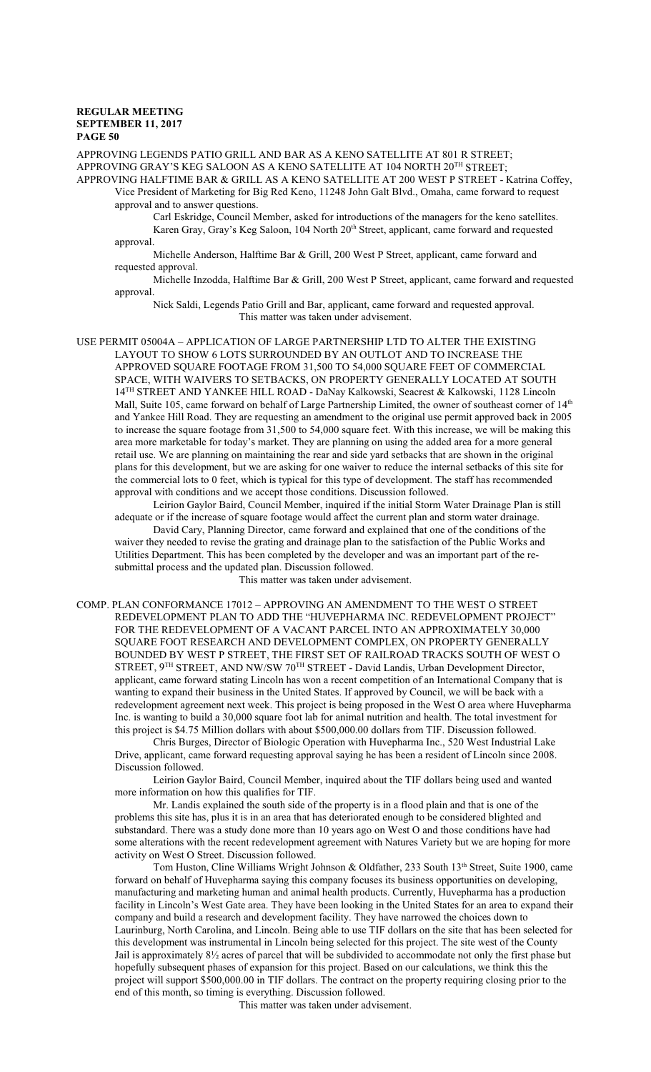APPROVING LEGENDS PATIO GRILL AND BAR AS A KENO SATELLITE AT 801 R STREET;
APPROVING GRAY'S KEG SALOON AS A KENO SATELLITE AT 104 NORTH 20TH STREET;
APPROVING HALFTIME BAR & GRILL AS A KENO SATELLITE AT 200 WEST P STREET - Katrina Coffey, Vice President of Marketing for Big Red Keno, 11248 John Galt Blvd., Omaha, came forward to request approval and to answer questions.

Carl Eskridge, Council Member, asked for introductions of the managers for the keno satellites.

Karen Gray, Gray's Keg Saloon, 104 North 20th Street, applicant, came forward and requested approval.

Michelle Anderson, Halftime Bar & Grill, 200 West P Street, applicant, came forward and requested approval.

Michelle Inzodda, Halftime Bar & Grill, 200 West P Street, applicant, came forward and requested approval.

Nick Saldi, Legends Patio Grill and Bar, applicant, came forward and requested approval.

This matter was taken under advisement.

USE PERMIT 05004A – APPLICATION OF LARGE PARTNERSHIP LTD TO ALTER THE EXISTING LAYOUT TO SHOW 6 LOTS SURROUNDED BY AN OUTLOT AND TO INCREASE THE APPROVED SQUARE FOOTAGE FROM 31,500 TO 54,000 SQUARE FEET OF COMMERCIAL SPACE, WITH WAIVERS TO SETBACKS, ON PROPERTY GENERALLY LOCATED AT SOUTH 14TH STREET AND YANKEE HILL ROAD - DaNay Kalkowski, Seacrest & Kalkowski, 1128 Lincoln Mall, Suite 105, came forward on behalf of Large Partnership Limited, the owner of southeast corner of 14th and Yankee Hill Road. They are requesting an amendment to the original use permit approved back in 2005 to increase the square footage from 31,500 to 54,000 square feet. With this increase, we will be making this area more marketable for today's market. They are planning on using the added area for a more general retail use. We are planning on maintaining the rear and side yard setbacks that are shown in the original plans for this development, but we are asking for one waiver to reduce the internal setbacks of this site for the commercial lots to 0 feet, which is typical for this type of development. The staff has recommended approval with conditions and we accept those conditions. Discussion followed.

Leirion Gaylor Baird, Council Member, inquired if the initial Storm Water Drainage Plan is still adequate or if the increase of square footage would affect the current plan and storm water drainage.

David Cary, Planning Director, came forward and explained that one of the conditions of the waiver they needed to revise the grating and drainage plan to the satisfaction of the Public Works and Utilities Department. This has been completed by the developer and was an important part of the re-submittal process and the updated plan. Discussion followed.

This matter was taken under advisement.

COMP. PLAN CONFORMANCE 17012 – APPROVING AN AMENDMENT TO THE WEST O STREET REDEVELOPMENT PLAN TO ADD THE "HUVEPHARMA INC. REDEVELOPMENT PROJECT" FOR THE REDEVELOPMENT OF A VACANT PARCEL INTO AN APPROXIMATELY 30,000 SQUARE FOOT RESEARCH AND DEVELOPMENT COMPLEX, ON PROPERTY GENERALLY BOUNDED BY WEST P STREET, THE FIRST SET OF RAILROAD TRACKS SOUTH OF WEST O STREET, 9TH STREET, AND NW/SW 70TH STREET - David Landis, Urban Development Director, applicant, came forward stating Lincoln has won a recent competition of an International Company that is wanting to expand their business in the United States. If approved by Council, we will be back with a redevelopment agreement next week. This project is being proposed in the West O area where Huvepharma Inc. is wanting to build a 30,000 square foot lab for animal nutrition and health. The total investment for this project is $4.75 Million dollars with about $500,000.00 dollars from TIF. Discussion followed.

Chris Burges, Director of Biologic Operation with Huvepharma Inc., 520 West Industrial Lake Drive, applicant, came forward requesting approval saying he has been a resident of Lincoln since 2008. Discussion followed.

Leirion Gaylor Baird, Council Member, inquired about the TIF dollars being used and wanted more information on how this qualifies for TIF.

Mr. Landis explained the south side of the property is in a flood plain and that is one of the problems this site has, plus it is in an area that has deteriorated enough to be considered blighted and substandard. There was a study done more than 10 years ago on West O and those conditions have had some alterations with the recent redevelopment agreement with Natures Variety but we are hoping for more activity on West O Street. Discussion followed.

Tom Huston, Cline Williams Wright Johnson & Oldfather, 233 South 13th Street, Suite 1900, came forward on behalf of Huvepharma saying this company focuses its business opportunities on developing, manufacturing and marketing human and animal health products. Currently, Huvepharma has a production facility in Lincoln's West Gate area. They have been looking in the United States for an area to expand their company and build a research and development facility. They have narrowed the choices down to Laurinburg, North Carolina, and Lincoln. Being able to use TIF dollars on the site that has been selected for this development was instrumental in Lincoln being selected for this project. The site west of the County Jail is approximately 8½ acres of parcel that will be subdivided to accommodate not only the first phase but hopefully subsequent phases of expansion for this project. Based on our calculations, we think this the project will support $500,000.00 in TIF dollars. The contract on the property requiring closing prior to the end of this month, so timing is everything. Discussion followed.

This matter was taken under advisement.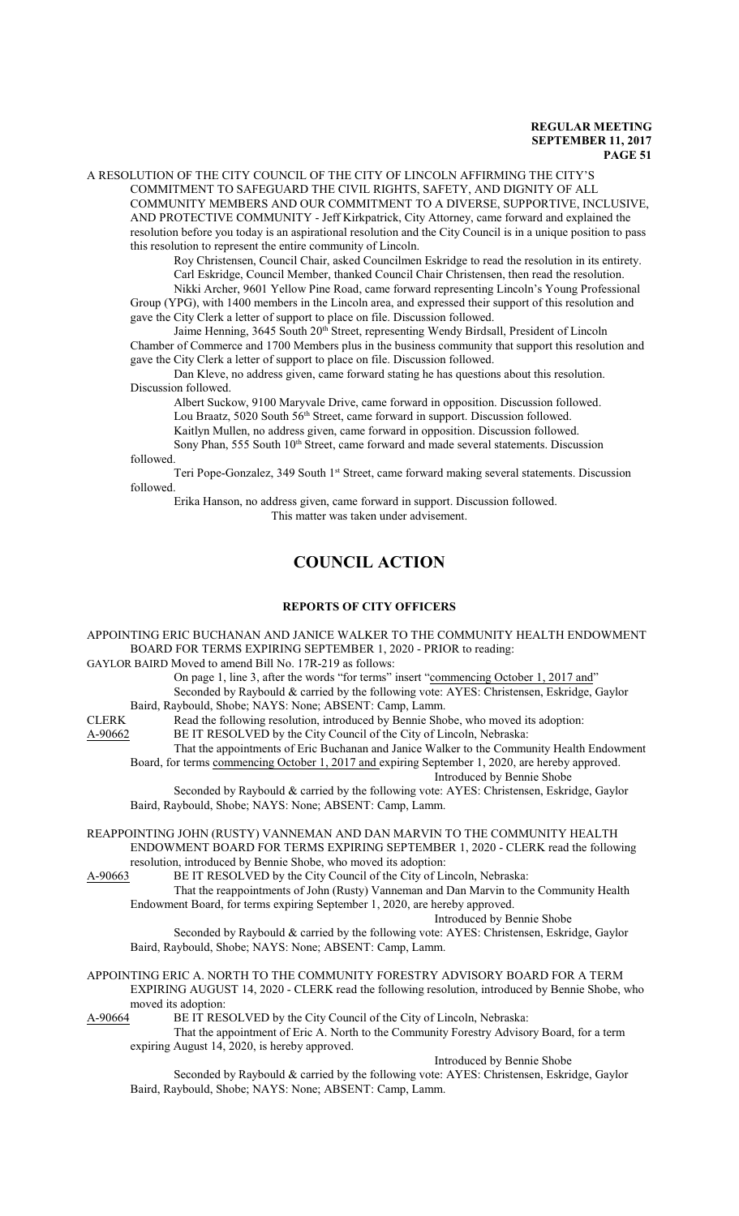A RESOLUTION OF THE CITY COUNCIL OF THE CITY OF LINCOLN AFFIRMING THE CITY'S COMMITMENT TO SAFEGUARD THE CIVIL RIGHTS, SAFETY, AND DIGNITY OF ALL COMMUNITY MEMBERS AND OUR COMMITMENT TO A DIVERSE, SUPPORTIVE, INCLUSIVE, AND PROTECTIVE COMMUNITY - Jeff Kirkpatrick, City Attorney, came forward and explained the resolution before you today is an aspirational resolution and the City Council is in a unique position to pass this resolution to represent the entire community of Lincoln.

Roy Christensen, Council Chair, asked Councilmen Eskridge to read the resolution in its entirety.

Carl Eskridge, Council Member, thanked Council Chair Christensen, then read the resolution.

Nikki Archer, 9601 Yellow Pine Road, came forward representing Lincoln's Young Professional Group (YPG), with 1400 members in the Lincoln area, and expressed their support of this resolution and gave the City Clerk a letter of support to place on file. Discussion followed.

Jaime Henning, 3645 South 20th Street, representing Wendy Birdsall, President of Lincoln Chamber of Commerce and 1700 Members plus in the business community that support this resolution and gave the City Clerk a letter of support to place on file. Discussion followed.

Dan Kleve, no address given, came forward stating he has questions about this resolution. Discussion followed.

Albert Suckow, 9100 Maryvale Drive, came forward in opposition. Discussion followed.

Lou Braatz, 5020 South 56th Street, came forward in support. Discussion followed.

Kaitlyn Mullen, no address given, came forward in opposition. Discussion followed.

Sony Phan, 555 South 10th Street, came forward and made several statements. Discussion followed.

Teri Pope-Gonzalez, 349 South 1st Street, came forward making several statements. Discussion followed.

Erika Hanson, no address given, came forward in support. Discussion followed.

This matter was taken under advisement.

# COUNCIL ACTION

## REPORTS OF CITY OFFICERS

APPOINTING ERIC BUCHANAN AND JANICE WALKER TO THE COMMUNITY HEALTH ENDOWMENT BOARD FOR TERMS EXPIRING SEPTEMBER 1, 2020 - PRIOR to reading:

GAYLOR BAIRD Moved to amend Bill No. 17R-219 as follows:

On page 1, line 3, after the words "for terms" insert "commencing October 1, 2017 and"

Seconded by Raybould & carried by the following vote: AYES: Christensen, Eskridge, Gaylor Baird, Raybould, Shobe; NAYS: None; ABSENT: Camp, Lamm.

CLERK Read the following resolution, introduced by Bennie Shobe, who moved its adoption:

A-90662 BE IT RESOLVED by the City Council of the City of Lincoln, Nebraska:

That the appointments of Eric Buchanan and Janice Walker to the Community Health Endowment Board, for terms commencing October 1, 2017 and expiring September 1, 2020, are hereby approved.

Introduced by Bennie Shobe

Seconded by Raybould & carried by the following vote: AYES: Christensen, Eskridge, Gaylor Baird, Raybould, Shobe; NAYS: None; ABSENT: Camp, Lamm.

REAPPOINTING JOHN (RUSTY) VANNEMAN AND DAN MARVIN TO THE COMMUNITY HEALTH ENDOWMENT BOARD FOR TERMS EXPIRING SEPTEMBER 1, 2020 - CLERK read the following resolution, introduced by Bennie Shobe, who moved its adoption:

A-90663 BE IT RESOLVED by the City Council of the City of Lincoln, Nebraska:

That the reappointments of John (Rusty) Vanneman and Dan Marvin to the Community Health Endowment Board, for terms expiring September 1, 2020, are hereby approved.

Introduced by Bennie Shobe

Seconded by Raybould & carried by the following vote: AYES: Christensen, Eskridge, Gaylor Baird, Raybould, Shobe; NAYS: None; ABSENT: Camp, Lamm.

APPOINTING ERIC A. NORTH TO THE COMMUNITY FORESTRY ADVISORY BOARD FOR A TERM EXPIRING AUGUST 14, 2020 - CLERK read the following resolution, introduced by Bennie Shobe, who moved its adoption:

A-90664 BE IT RESOLVED by the City Council of the City of Lincoln, Nebraska:

That the appointment of Eric A. North to the Community Forestry Advisory Board, for a term expiring August 14, 2020, is hereby approved.

Introduced by Bennie Shobe

Seconded by Raybould & carried by the following vote: AYES: Christensen, Eskridge, Gaylor Baird, Raybould, Shobe; NAYS: None; ABSENT: Camp, Lamm.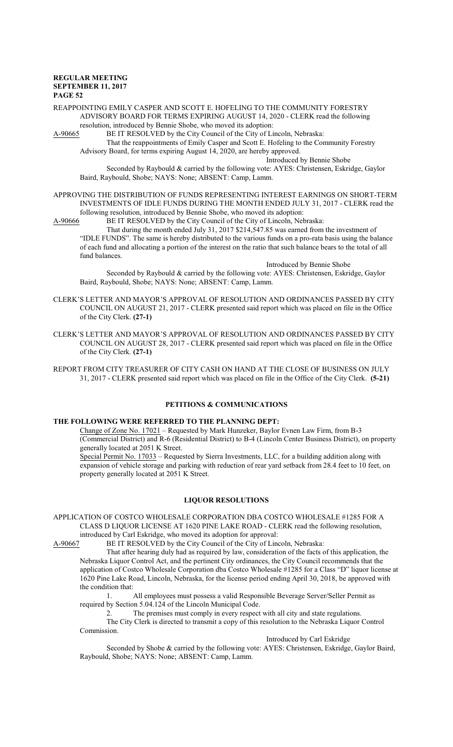REAPPOINTING EMILY CASPER AND SCOTT E. HOFELING TO THE COMMUNITY FORESTRY ADVISORY BOARD FOR TERMS EXPIRING AUGUST 14, 2020 - CLERK read the following resolution, introduced by Bennie Shobe, who moved its adoption:

A-90665 BE IT RESOLVED by the City Council of the City of Lincoln, Nebraska:

That the reappointments of Emily Casper and Scott E. Hofeling to the Community Forestry Advisory Board, for terms expiring August 14, 2020, are hereby approved.

Introduced by Bennie Shobe

Seconded by Raybould & carried by the following vote: AYES: Christensen, Eskridge, Gaylor Baird, Raybould, Shobe; NAYS: None; ABSENT: Camp, Lamm.

APPROVING THE DISTRIBUTION OF FUNDS REPRESENTING INTEREST EARNINGS ON SHORT-TERM INVESTMENTS OF IDLE FUNDS DURING THE MONTH ENDED JULY 31, 2017 - CLERK read the following resolution, introduced by Bennie Shobe, who moved its adoption:

A-90666 BE IT RESOLVED by the City Council of the City of Lincoln, Nebraska:

That during the month ended July 31, 2017 $214,547.85 was earned from the investment of "IDLE FUNDS". The same is hereby distributed to the various funds on a pro-rata basis using the balance of each fund and allocating a portion of the interest on the ratio that such balance bears to the total of all fund balances.

Introduced by Bennie Shobe

Seconded by Raybould & carried by the following vote: AYES: Christensen, Eskridge, Gaylor Baird, Raybould, Shobe; NAYS: None; ABSENT: Camp, Lamm.

CLERK'S LETTER AND MAYOR'S APPROVAL OF RESOLUTION AND ORDINANCES PASSED BY CITY COUNCIL ON AUGUST 21, 2017 - CLERK presented said report which was placed on file in the Office of the City Clerk. **(27-1)**

CLERK'S LETTER AND MAYOR'S APPROVAL OF RESOLUTION AND ORDINANCES PASSED BY CITY COUNCIL ON AUGUST 28, 2017 - CLERK presented said report which was placed on file in the Office of the City Clerk. **(27-1)**

REPORT FROM CITY TREASURER OF CITY CASH ON HAND AT THE CLOSE OF BUSINESS ON JULY 31, 2017 - CLERK presented said report which was placed on file in the Office of the City Clerk. **(5-21)**

## PETITIONS & COMMUNICATIONS

### THE FOLLOWING WERE REFERRED TO THE PLANNING DEPT:

Change of Zone No. 17021 – Requested by Mark Hunzeker, Baylor Evnen Law Firm, from B-3 (Commercial District) and R-6 (Residential District) to B-4 (Lincoln Center Business District), on property generally located at 2051 K Street.

Special Permit No. 17033 – Requested by Sierra Investments, LLC, for a building addition along with expansion of vehicle storage and parking with reduction of rear yard setback from 28.4 feet to 10 feet, on property generally located at 2051 K Street.

## LIQUOR RESOLUTIONS

APPLICATION OF COSTCO WHOLESALE CORPORATION DBA COSTCO WHOLESALE #1285 FOR A CLASS D LIQUOR LICENSE AT 1620 PINE LAKE ROAD - CLERK read the following resolution, introduced by Carl Eskridge, who moved its adoption for approval:

A-90667 BE IT RESOLVED by the City Council of the City of Lincoln, Nebraska:

That after hearing duly had as required by law, consideration of the facts of this application, the Nebraska Liquor Control Act, and the pertinent City ordinances, the City Council recommends that the application of Costco Wholesale Corporation dba Costco Wholesale #1285 for a Class "D" liquor license at 1620 Pine Lake Road, Lincoln, Nebraska, for the license period ending April 30, 2018, be approved with the condition that:

1. All employees must possess a valid Responsible Beverage Server/Seller Permit as required by Section 5.04.124 of the Lincoln Municipal Code.
2. The premises must comply in every respect with all city and state regulations.

The City Clerk is directed to transmit a copy of this resolution to the Nebraska Liquor Control Commission.

Introduced by Carl Eskridge

Seconded by Shobe & carried by the following vote: AYES: Christensen, Eskridge, Gaylor Baird, Raybould, Shobe; NAYS: None; ABSENT: Camp, Lamm.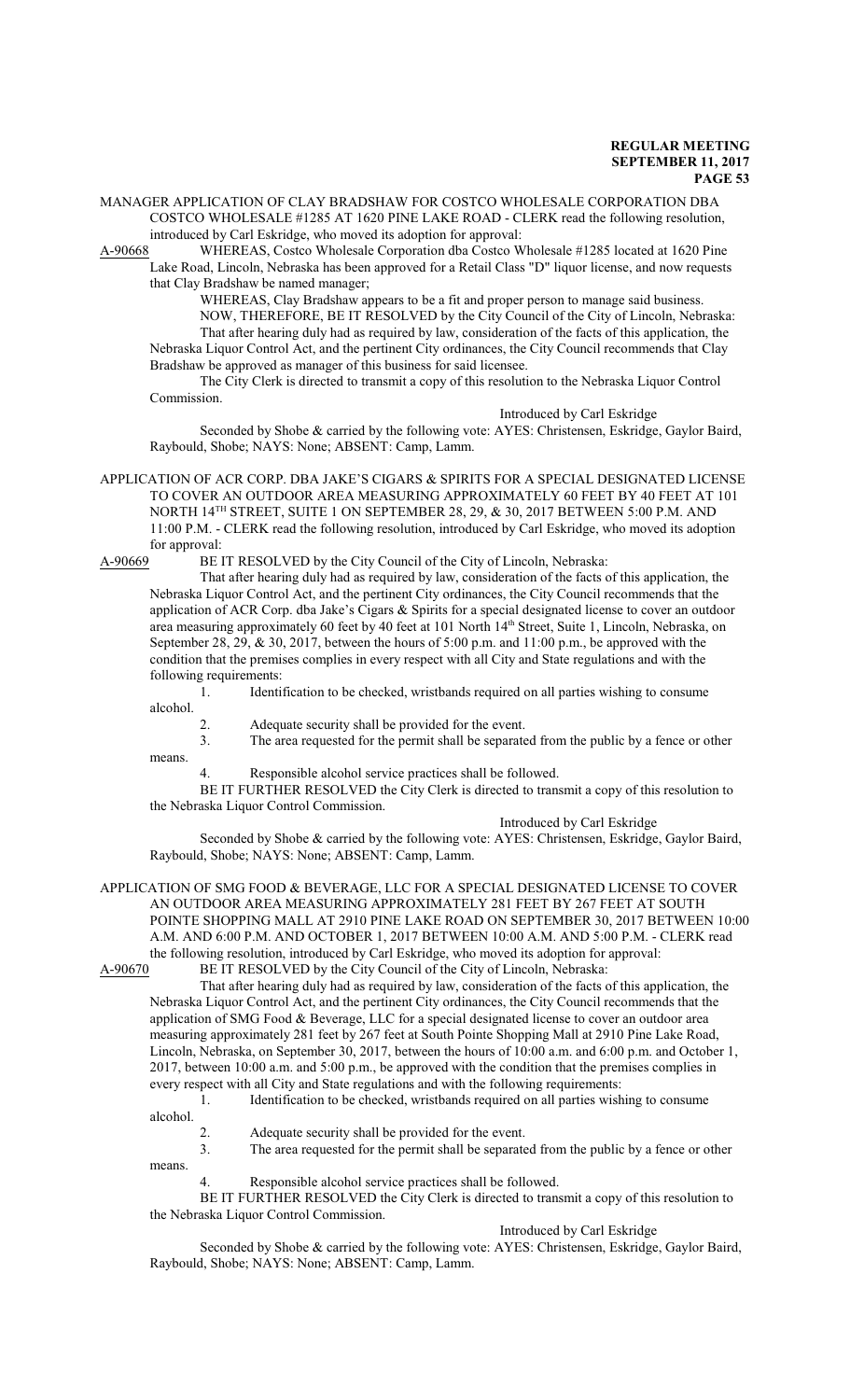MANAGER APPLICATION OF CLAY BRADSHAW FOR COSTCO WHOLESALE CORPORATION DBA COSTCO WHOLESALE #1285 AT 1620 PINE LAKE ROAD - CLERK read the following resolution, introduced by Carl Eskridge, who moved its adoption for approval:

A-90668 WHEREAS, Costco Wholesale Corporation dba Costco Wholesale #1285 located at 1620 Pine Lake Road, Lincoln, Nebraska has been approved for a Retail Class "D" liquor license, and now requests that Clay Bradshaw be named manager;

WHEREAS, Clay Bradshaw appears to be a fit and proper person to manage said business.

NOW, THEREFORE, BE IT RESOLVED by the City Council of the City of Lincoln, Nebraska: That after hearing duly had as required by law, consideration of the facts of this application, the Nebraska Liquor Control Act, and the pertinent City ordinances, the City Council recommends that Clay Bradshaw be approved as manager of this business for said licensee.

The City Clerk is directed to transmit a copy of this resolution to the Nebraska Liquor Control Commission.

Introduced by Carl Eskridge

Seconded by Shobe & carried by the following vote: AYES: Christensen, Eskridge, Gaylor Baird, Raybould, Shobe; NAYS: None; ABSENT: Camp, Lamm.

APPLICATION OF ACR CORP. DBA JAKE'S CIGARS & SPIRITS FOR A SPECIAL DESIGNATED LICENSE TO COVER AN OUTDOOR AREA MEASURING APPROXIMATELY 60 FEET BY 40 FEET AT 101 NORTH 14TH STREET, SUITE 1 ON SEPTEMBER 28, 29, & 30, 2017 BETWEEN 5:00 P.M. AND 11:00 P.M. - CLERK read the following resolution, introduced by Carl Eskridge, who moved its adoption for approval:

A-90669 BE IT RESOLVED by the City Council of the City of Lincoln, Nebraska:

That after hearing duly had as required by law, consideration of the facts of this application, the Nebraska Liquor Control Act, and the pertinent City ordinances, the City Council recommends that the application of ACR Corp. dba Jake's Cigars & Spirits for a special designated license to cover an outdoor area measuring approximately 60 feet by 40 feet at 101 North 14th Street, Suite 1, Lincoln, Nebraska, on September 28, 29, & 30, 2017, between the hours of 5:00 p.m. and 11:00 p.m., be approved with the condition that the premises complies in every respect with all City and State regulations and with the following requirements:

1. Identification to be checked, wristbands required on all parties wishing to consume alcohol.
2. Adequate security shall be provided for the event.
3. The area requested for the permit shall be separated from the public by a fence or other means.
4. Responsible alcohol service practices shall be followed.

BE IT FURTHER RESOLVED the City Clerk is directed to transmit a copy of this resolution to the Nebraska Liquor Control Commission.

Introduced by Carl Eskridge

Seconded by Shobe & carried by the following vote: AYES: Christensen, Eskridge, Gaylor Baird, Raybould, Shobe; NAYS: None; ABSENT: Camp, Lamm.

APPLICATION OF SMG FOOD & BEVERAGE, LLC FOR A SPECIAL DESIGNATED LICENSE TO COVER AN OUTDOOR AREA MEASURING APPROXIMATELY 281 FEET BY 267 FEET AT SOUTH POINTE SHOPPING MALL AT 2910 PINE LAKE ROAD ON SEPTEMBER 30, 2017 BETWEEN 10:00 A.M. AND 6:00 P.M. AND OCTOBER 1, 2017 BETWEEN 10:00 A.M. AND 5:00 P.M. - CLERK read the following resolution, introduced by Carl Eskridge, who moved its adoption for approval:

A-90670 BE IT RESOLVED by the City Council of the City of Lincoln, Nebraska:

That after hearing duly had as required by law, consideration of the facts of this application, the Nebraska Liquor Control Act, and the pertinent City ordinances, the City Council recommends that the application of SMG Food & Beverage, LLC for a special designated license to cover an outdoor area measuring approximately 281 feet by 267 feet at South Pointe Shopping Mall at 2910 Pine Lake Road, Lincoln, Nebraska, on September 30, 2017, between the hours of 10:00 a.m. and 6:00 p.m. and October 1, 2017, between 10:00 a.m. and 5:00 p.m., be approved with the condition that the premises complies in every respect with all City and State regulations and with the following requirements:

1. Identification to be checked, wristbands required on all parties wishing to consume alcohol.
2. Adequate security shall be provided for the event.
3. The area requested for the permit shall be separated from the public by a fence or other means.
4. Responsible alcohol service practices shall be followed.

BE IT FURTHER RESOLVED the City Clerk is directed to transmit a copy of this resolution to the Nebraska Liquor Control Commission.

Introduced by Carl Eskridge

Seconded by Shobe & carried by the following vote: AYES: Christensen, Eskridge, Gaylor Baird, Raybould, Shobe; NAYS: None; ABSENT: Camp, Lamm.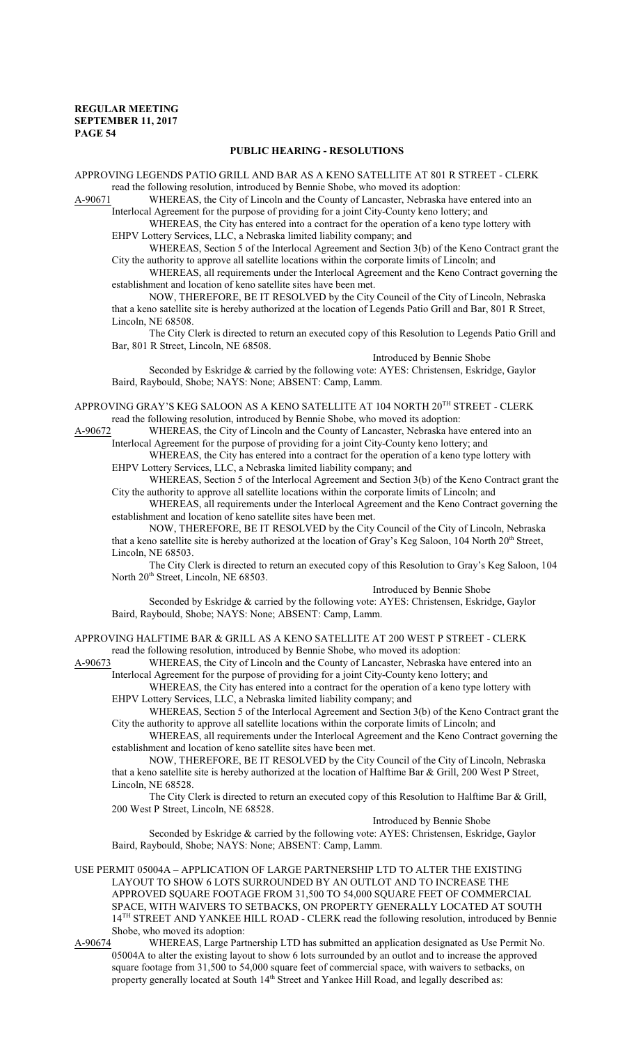## PUBLIC HEARING - RESOLUTIONS

APPROVING LEGENDS PATIO GRILL AND BAR AS A KENO SATELLITE AT 801 R STREET - CLERK read the following resolution, introduced by Bennie Shobe, who moved its adoption:

A-90671 WHEREAS, the City of Lincoln and the County of Lancaster, Nebraska have entered into an Interlocal Agreement for the purpose of providing for a joint City-County keno lottery; and

WHEREAS, the City has entered into a contract for the operation of a keno type lottery with EHPV Lottery Services, LLC, a Nebraska limited liability company; and

WHEREAS, Section 5 of the Interlocal Agreement and Section 3(b) of the Keno Contract grant the City the authority to approve all satellite locations within the corporate limits of Lincoln; and

WHEREAS, all requirements under the Interlocal Agreement and the Keno Contract governing the establishment and location of keno satellite sites have been met.

NOW, THEREFORE, BE IT RESOLVED by the City Council of the City of Lincoln, Nebraska that a keno satellite site is hereby authorized at the location of Legends Patio Grill and Bar, 801 R Street, Lincoln, NE 68508.

The City Clerk is directed to return an executed copy of this Resolution to Legends Patio Grill and Bar, 801 R Street, Lincoln, NE 68508.

Introduced by Bennie Shobe

Seconded by Eskridge & carried by the following vote: AYES: Christensen, Eskridge, Gaylor Baird, Raybould, Shobe; NAYS: None; ABSENT: Camp, Lamm.

APPROVING GRAY'S KEG SALOON AS A KENO SATELLITE AT 104 NORTH 20TH STREET - CLERK read the following resolution, introduced by Bennie Shobe, who moved its adoption:

A-90672 WHEREAS, the City of Lincoln and the County of Lancaster, Nebraska have entered into an Interlocal Agreement for the purpose of providing for a joint City-County keno lottery; and

WHEREAS, the City has entered into a contract for the operation of a keno type lottery with EHPV Lottery Services, LLC, a Nebraska limited liability company; and

WHEREAS, Section 5 of the Interlocal Agreement and Section 3(b) of the Keno Contract grant the City the authority to approve all satellite locations within the corporate limits of Lincoln; and

WHEREAS, all requirements under the Interlocal Agreement and the Keno Contract governing the establishment and location of keno satellite sites have been met.

NOW, THEREFORE, BE IT RESOLVED by the City Council of the City of Lincoln, Nebraska that a keno satellite site is hereby authorized at the location of Gray's Keg Saloon, 104 North 20th Street, Lincoln, NE 68503.

The City Clerk is directed to return an executed copy of this Resolution to Gray's Keg Saloon, 104 North 20th Street, Lincoln, NE 68503.

Introduced by Bennie Shobe

Seconded by Eskridge & carried by the following vote: AYES: Christensen, Eskridge, Gaylor Baird, Raybould, Shobe; NAYS: None; ABSENT: Camp, Lamm.

APPROVING HALFTIME BAR & GRILL AS A KENO SATELLITE AT 200 WEST P STREET - CLERK read the following resolution, introduced by Bennie Shobe, who moved its adoption:

A-90673 WHEREAS, the City of Lincoln and the County of Lancaster, Nebraska have entered into an Interlocal Agreement for the purpose of providing for a joint City-County keno lottery; and

WHEREAS, the City has entered into a contract for the operation of a keno type lottery with EHPV Lottery Services, LLC, a Nebraska limited liability company; and

WHEREAS, Section 5 of the Interlocal Agreement and Section 3(b) of the Keno Contract grant the City the authority to approve all satellite locations within the corporate limits of Lincoln; and

WHEREAS, all requirements under the Interlocal Agreement and the Keno Contract governing the establishment and location of keno satellite sites have been met.

NOW, THEREFORE, BE IT RESOLVED by the City Council of the City of Lincoln, Nebraska that a keno satellite site is hereby authorized at the location of Halftime Bar & Grill, 200 West P Street, Lincoln, NE 68528.

The City Clerk is directed to return an executed copy of this Resolution to Halftime Bar & Grill, 200 West P Street, Lincoln, NE 68528.

Introduced by Bennie Shobe

Seconded by Eskridge & carried by the following vote: AYES: Christensen, Eskridge, Gaylor Baird, Raybould, Shobe; NAYS: None; ABSENT: Camp, Lamm.

USE PERMIT 05004A – APPLICATION OF LARGE PARTNERSHIP LTD TO ALTER THE EXISTING LAYOUT TO SHOW 6 LOTS SURROUNDED BY AN OUTLOT AND TO INCREASE THE APPROVED SQUARE FOOTAGE FROM 31,500 TO 54,000 SQUARE FEET OF COMMERCIAL SPACE, WITH WAIVERS TO SETBACKS, ON PROPERTY GENERALLY LOCATED AT SOUTH 14TH STREET AND YANKEE HILL ROAD - CLERK read the following resolution, introduced by Bennie Shobe, who moved its adoption:

A-90674 WHEREAS, Large Partnership LTD has submitted an application designated as Use Permit No. 05004A to alter the existing layout to show 6 lots surrounded by an outlot and to increase the approved square footage from 31,500 to 54,000 square feet of commercial space, with waivers to setbacks, on property generally located at South 14th Street and Yankee Hill Road, and legally described as: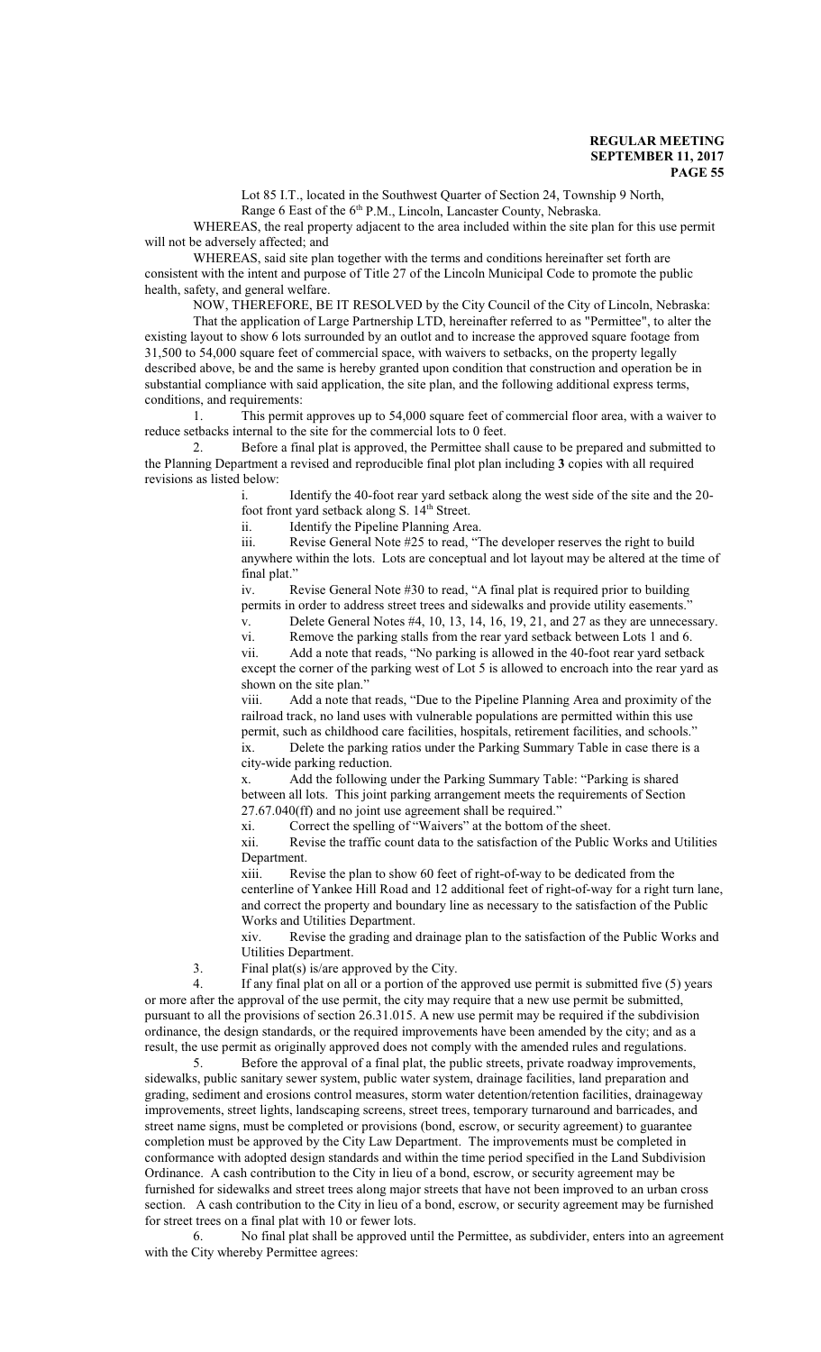Lot 85 I.T., located in the Southwest Quarter of Section 24, Township 9 North, Range 6 East of the 6th P.M., Lincoln, Lancaster County, Nebraska.

WHEREAS, the real property adjacent to the area included within the site plan for this use permit will not be adversely affected; and

WHEREAS, said site plan together with the terms and conditions hereinafter set forth are consistent with the intent and purpose of Title 27 of the Lincoln Municipal Code to promote the public health, safety, and general welfare.

NOW, THEREFORE, BE IT RESOLVED by the City Council of the City of Lincoln, Nebraska:

That the application of Large Partnership LTD, hereinafter referred to as "Permittee", to alter the existing layout to show 6 lots surrounded by an outlot and to increase the approved square footage from 31,500 to 54,000 square feet of commercial space, with waivers to setbacks, on the property legally described above, be and the same is hereby granted upon condition that construction and operation be in substantial compliance with said application, the site plan, and the following additional express terms, conditions, and requirements:

1. This permit approves up to 54,000 square feet of commercial floor area, with a waiver to reduce setbacks internal to the site for the commercial lots to 0 feet.

2. Before a final plat is approved, the Permittee shall cause to be prepared and submitted to the Planning Department a revised and reproducible final plot plan including **3** copies with all required revisions as listed below:

   i. Identify the 40-foot rear yard setback along the west side of the site and the 20-foot front yard setback along S. 14th Street.

   ii. Identify the Pipeline Planning Area.

   iii. Revise General Note #25 to read, "The developer reserves the right to build anywhere within the lots. Lots are conceptual and lot layout may be altered at the time of final plat."

   iv. Revise General Note #30 to read, "A final plat is required prior to building permits in order to address street trees and sidewalks and provide utility easements."

   v. Delete General Notes #4, 10, 13, 14, 16, 19, 21, and 27 as they are unnecessary.

   vi. Remove the parking stalls from the rear yard setback between Lots 1 and 6.

   vii. Add a note that reads, "No parking is allowed in the 40-foot rear yard setback except the corner of the parking west of Lot 5 is allowed to encroach into the rear yard as shown on the site plan."

   viii. Add a note that reads, "Due to the Pipeline Planning Area and proximity of the railroad track, no land uses with vulnerable populations are permitted within this use permit, such as childhood care facilities, hospitals, retirement facilities, and schools."

   ix. Delete the parking ratios under the Parking Summary Table in case there is a city-wide parking reduction.

   x. Add the following under the Parking Summary Table: "Parking is shared between all lots. This joint parking arrangement meets the requirements of Section 27.67.040(ff) and no joint use agreement shall be required."

   xi. Correct the spelling of "Waivers" at the bottom of the sheet.

   xii. Revise the traffic count data to the satisfaction of the Public Works and Utilities Department.

   xiii. Revise the plan to show 60 feet of right-of-way to be dedicated from the centerline of Yankee Hill Road and 12 additional feet of right-of-way for a right turn lane, and correct the property and boundary line as necessary to the satisfaction of the Public Works and Utilities Department.

   xiv. Revise the grading and drainage plan to the satisfaction of the Public Works and Utilities Department.

3. Final plat(s) is/are approved by the City.

4. If any final plat on all or a portion of the approved use permit is submitted five (5) years or more after the approval of the use permit, the city may require that a new use permit be submitted, pursuant to all the provisions of section 26.31.015. A new use permit may be required if the subdivision ordinance, the design standards, or the required improvements have been amended by the city; and as a result, the use permit as originally approved does not comply with the amended rules and regulations.

5. Before the approval of a final plat, the public streets, private roadway improvements, sidewalks, public sanitary sewer system, public water system, drainage facilities, land preparation and grading, sediment and erosions control measures, storm water detention/retention facilities, drainageway improvements, street lights, landscaping screens, street trees, temporary turnaround and barricades, and street name signs, must be completed or provisions (bond, escrow, or security agreement) to guarantee completion must be approved by the City Law Department. The improvements must be completed in conformance with adopted design standards and within the time period specified in the Land Subdivision Ordinance. A cash contribution to the City in lieu of a bond, escrow, or security agreement may be furnished for sidewalks and street trees along major streets that have not been improved to an urban cross section. A cash contribution to the City in lieu of a bond, escrow, or security agreement may be furnished for street trees on a final plat with 10 or fewer lots.

6. No final plat shall be approved until the Permittee, as subdivider, enters into an agreement with the City whereby Permittee agrees: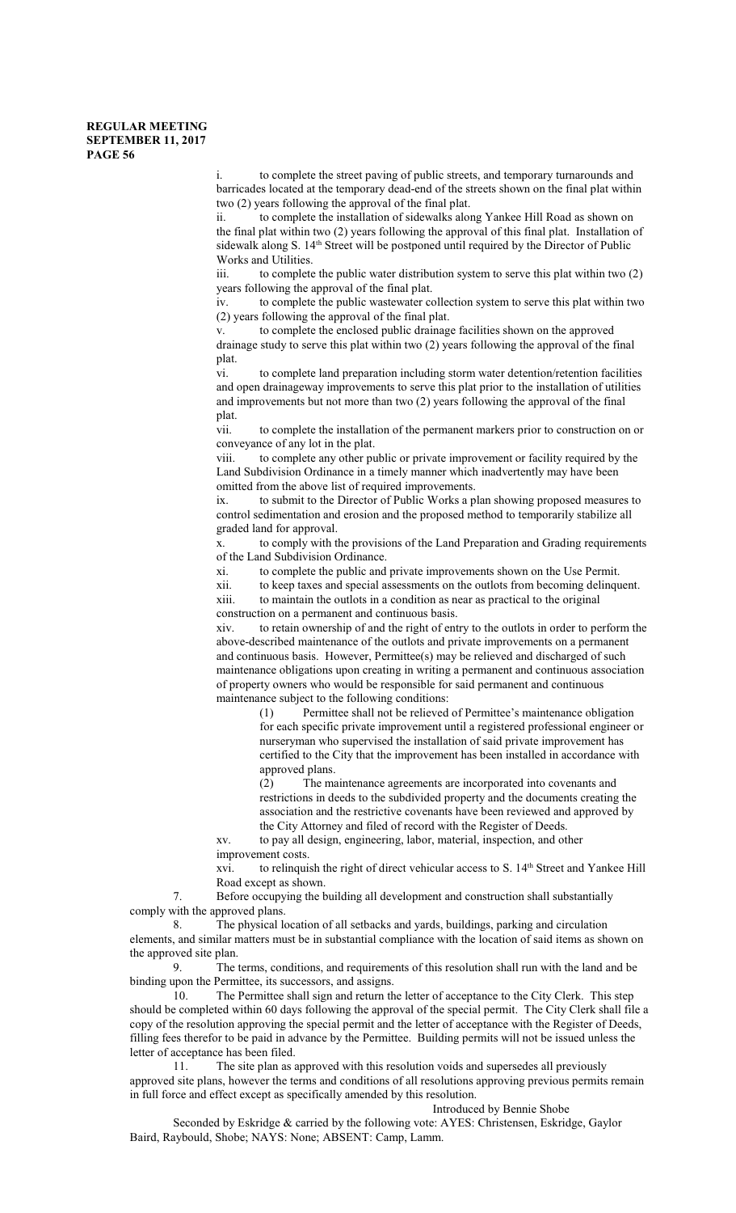i. to complete the street paving of public streets, and temporary turnarounds and barricades located at the temporary dead-end of the streets shown on the final plat within two (2) years following the approval of the final plat.

ii. to complete the installation of sidewalks along Yankee Hill Road as shown on the final plat within two (2) years following the approval of this final plat. Installation of sidewalk along S. 14th Street will be postponed until required by the Director of Public Works and Utilities.

iii. to complete the public water distribution system to serve this plat within two (2) years following the approval of the final plat.

iv. to complete the public wastewater collection system to serve this plat within two (2) years following the approval of the final plat.

v. to complete the enclosed public drainage facilities shown on the approved drainage study to serve this plat within two (2) years following the approval of the final plat.

vi. to complete land preparation including storm water detention/retention facilities and open drainageway improvements to serve this plat prior to the installation of utilities and improvements but not more than two (2) years following the approval of the final plat.

vii. to complete the installation of the permanent markers prior to construction on or conveyance of any lot in the plat.

viii. to complete any other public or private improvement or facility required by the Land Subdivision Ordinance in a timely manner which inadvertently may have been omitted from the above list of required improvements.

ix. to submit to the Director of Public Works a plan showing proposed measures to control sedimentation and erosion and the proposed method to temporarily stabilize all graded land for approval.

x. to comply with the provisions of the Land Preparation and Grading requirements of the Land Subdivision Ordinance.

xi. to complete the public and private improvements shown on the Use Permit.

xii. to keep taxes and special assessments on the outlots from becoming delinquent.

xiii. to maintain the outlots in a condition as near as practical to the original construction on a permanent and continuous basis.

xiv. to retain ownership of and the right of entry to the outlots in order to perform the above-described maintenance of the outlots and private improvements on a permanent and continuous basis. However, Permittee(s) may be relieved and discharged of such maintenance obligations upon creating in writing a permanent and continuous association of property owners who would be responsible for said permanent and continuous maintenance subject to the following conditions:

(1) Permittee shall not be relieved of Permittee's maintenance obligation for each specific private improvement until a registered professional engineer or nurseryman who supervised the installation of said private improvement has certified to the City that the improvement has been installed in accordance with approved plans.

(2) The maintenance agreements are incorporated into covenants and restrictions in deeds to the subdivided property and the documents creating the association and the restrictive covenants have been reviewed and approved by the City Attorney and filed of record with the Register of Deeds.

xv. to pay all design, engineering, labor, material, inspection, and other improvement costs.

xvi. to relinquish the right of direct vehicular access to S. 14th Street and Yankee Hill Road except as shown.

7. Before occupying the building all development and construction shall substantially comply with the approved plans.

8. The physical location of all setbacks and yards, buildings, parking and circulation elements, and similar matters must be in substantial compliance with the location of said items as shown on the approved site plan.

9. The terms, conditions, and requirements of this resolution shall run with the land and be binding upon the Permittee, its successors, and assigns.

10. The Permittee shall sign and return the letter of acceptance to the City Clerk. This step should be completed within 60 days following the approval of the special permit. The City Clerk shall file a copy of the resolution approving the special permit and the letter of acceptance with the Register of Deeds, filling fees therefor to be paid in advance by the Permittee. Building permits will not be issued unless the letter of acceptance has been filed.

11. The site plan as approved with this resolution voids and supersedes all previously approved site plans, however the terms and conditions of all resolutions approving previous permits remain in full force and effect except as specifically amended by this resolution.

Introduced by Bennie Shobe

Seconded by Eskridge & carried by the following vote: AYES: Christensen, Eskridge, Gaylor Baird, Raybould, Shobe; NAYS: None; ABSENT: Camp, Lamm.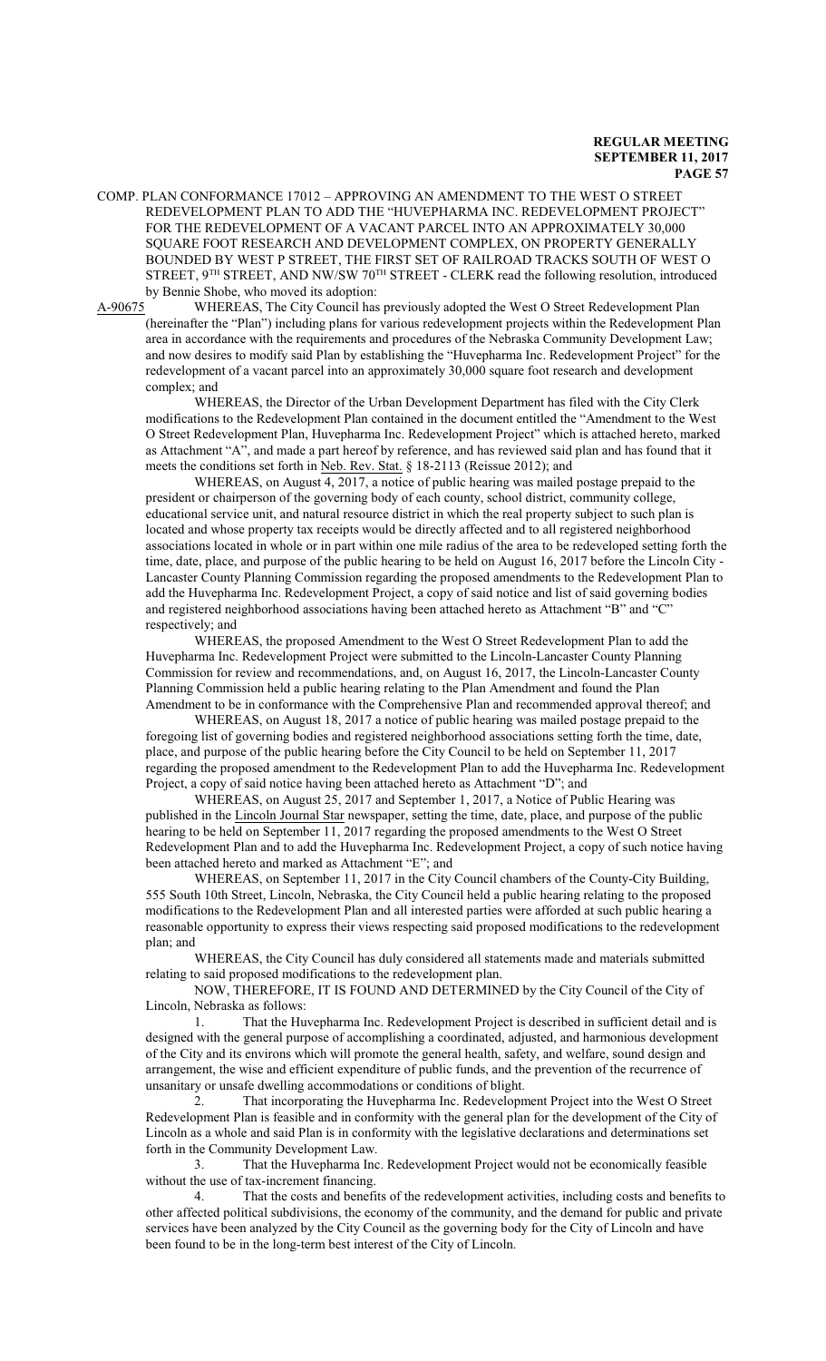COMP. PLAN CONFORMANCE 17012 – APPROVING AN AMENDMENT TO THE WEST O STREET REDEVELOPMENT PLAN TO ADD THE "HUVEPHARMA INC. REDEVELOPMENT PROJECT" FOR THE REDEVELOPMENT OF A VACANT PARCEL INTO AN APPROXIMATELY 30,000 SQUARE FOOT RESEARCH AND DEVELOPMENT COMPLEX, ON PROPERTY GENERALLY BOUNDED BY WEST P STREET, THE FIRST SET OF RAILROAD TRACKS SOUTH OF WEST O STREET, 9TH STREET, AND NW/SW 70TH STREET - CLERK read the following resolution, introduced by Bennie Shobe, who moved its adoption:

A-90675 WHEREAS, The City Council has previously adopted the West O Street Redevelopment Plan (hereinafter the "Plan") including plans for various redevelopment projects within the Redevelopment Plan area in accordance with the requirements and procedures of the Nebraska Community Development Law; and now desires to modify said Plan by establishing the "Huvepharma Inc. Redevelopment Project" for the redevelopment of a vacant parcel into an approximately 30,000 square foot research and development complex; and

WHEREAS, the Director of the Urban Development Department has filed with the City Clerk modifications to the Redevelopment Plan contained in the document entitled the "Amendment to the West O Street Redevelopment Plan, Huvepharma Inc. Redevelopment Project" which is attached hereto, marked as Attachment "A", and made a part hereof by reference, and has reviewed said plan and has found that it meets the conditions set forth in Neb. Rev. Stat. § 18-2113 (Reissue 2012); and

WHEREAS, on August 4, 2017, a notice of public hearing was mailed postage prepaid to the president or chairperson of the governing body of each county, school district, community college, educational service unit, and natural resource district in which the real property subject to such plan is located and whose property tax receipts would be directly affected and to all registered neighborhood associations located in whole or in part within one mile radius of the area to be redeveloped setting forth the time, date, place, and purpose of the public hearing to be held on August 16, 2017 before the Lincoln City - Lancaster County Planning Commission regarding the proposed amendments to the Redevelopment Plan to add the Huvepharma Inc. Redevelopment Project, a copy of said notice and list of said governing bodies and registered neighborhood associations having been attached hereto as Attachment "B" and "C" respectively; and

WHEREAS, the proposed Amendment to the West O Street Redevelopment Plan to add the Huvepharma Inc. Redevelopment Project were submitted to the Lincoln-Lancaster County Planning Commission for review and recommendations, and, on August 16, 2017, the Lincoln-Lancaster County Planning Commission held a public hearing relating to the Plan Amendment and found the Plan Amendment to be in conformance with the Comprehensive Plan and recommended approval thereof; and

WHEREAS, on August 18, 2017 a notice of public hearing was mailed postage prepaid to the foregoing list of governing bodies and registered neighborhood associations setting forth the time, date, place, and purpose of the public hearing before the City Council to be held on September 11, 2017 regarding the proposed amendment to the Redevelopment Plan to add the Huvepharma Inc. Redevelopment Project, a copy of said notice having been attached hereto as Attachment "D"; and

WHEREAS, on August 25, 2017 and September 1, 2017, a Notice of Public Hearing was published in the Lincoln Journal Star newspaper, setting the time, date, place, and purpose of the public hearing to be held on September 11, 2017 regarding the proposed amendments to the West O Street Redevelopment Plan and to add the Huvepharma Inc. Redevelopment Project, a copy of such notice having been attached hereto and marked as Attachment "E"; and

WHEREAS, on September 11, 2017 in the City Council chambers of the County-City Building, 555 South 10th Street, Lincoln, Nebraska, the City Council held a public hearing relating to the proposed modifications to the Redevelopment Plan and all interested parties were afforded at such public hearing a reasonable opportunity to express their views respecting said proposed modifications to the redevelopment plan; and

WHEREAS, the City Council has duly considered all statements made and materials submitted relating to said proposed modifications to the redevelopment plan.

NOW, THEREFORE, IT IS FOUND AND DETERMINED by the City Council of the City of Lincoln, Nebraska as follows:

1. That the Huvepharma Inc. Redevelopment Project is described in sufficient detail and is designed with the general purpose of accomplishing a coordinated, adjusted, and harmonious development of the City and its environs which will promote the general health, safety, and welfare, sound design and arrangement, the wise and efficient expenditure of public funds, and the prevention of the recurrence of unsanitary or unsafe dwelling accommodations or conditions of blight.

2. That incorporating the Huvepharma Inc. Redevelopment Project into the West O Street Redevelopment Plan is feasible and in conformity with the general plan for the development of the City of Lincoln as a whole and said Plan is in conformity with the legislative declarations and determinations set forth in the Community Development Law.

3. That the Huvepharma Inc. Redevelopment Project would not be economically feasible without the use of tax-increment financing.

4. That the costs and benefits of the redevelopment activities, including costs and benefits to other affected political subdivisions, the economy of the community, and the demand for public and private services have been analyzed by the City Council as the governing body for the City of Lincoln and have been found to be in the long-term best interest of the City of Lincoln.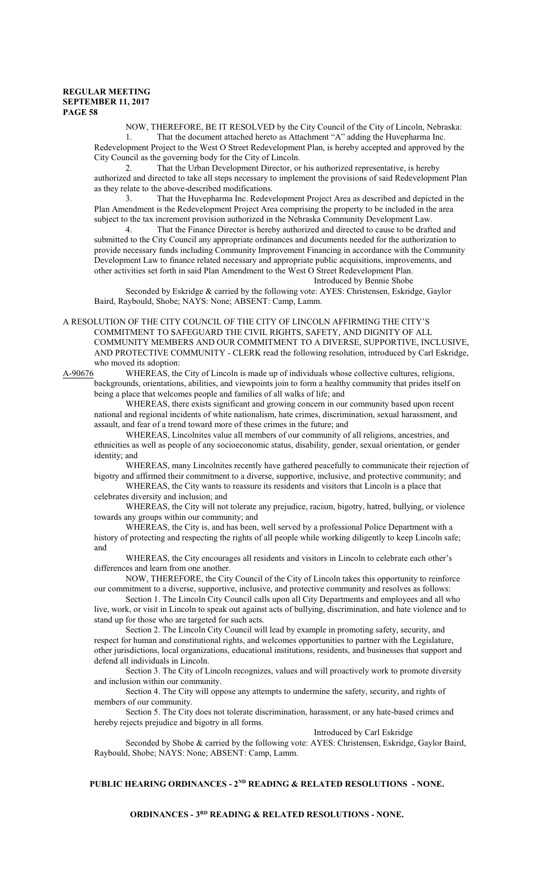NOW, THEREFORE, BE IT RESOLVED by the City Council of the City of Lincoln, Nebraska:

1. That the document attached hereto as Attachment "A" adding the Huvepharma Inc. Redevelopment Project to the West O Street Redevelopment Plan, is hereby accepted and approved by the City Council as the governing body for the City of Lincoln.

2. That the Urban Development Director, or his authorized representative, is hereby authorized and directed to take all steps necessary to implement the provisions of said Redevelopment Plan as they relate to the above-described modifications.

3. That the Huvepharma Inc. Redevelopment Project Area as described and depicted in the Plan Amendment is the Redevelopment Project Area comprising the property to be included in the area subject to the tax increment provision authorized in the Nebraska Community Development Law.

4. That the Finance Director is hereby authorized and directed to cause to be drafted and submitted to the City Council any appropriate ordinances and documents needed for the authorization to provide necessary funds including Community Improvement Financing in accordance with the Community Development Law to finance related necessary and appropriate public acquisitions, improvements, and other activities set forth in said Plan Amendment to the West O Street Redevelopment Plan.

Introduced by Bennie Shobe

Seconded by Eskridge & carried by the following vote: AYES: Christensen, Eskridge, Gaylor Baird, Raybould, Shobe; NAYS: None; ABSENT: Camp, Lamm.

A RESOLUTION OF THE CITY COUNCIL OF THE CITY OF LINCOLN AFFIRMING THE CITY'S COMMITMENT TO SAFEGUARD THE CIVIL RIGHTS, SAFETY, AND DIGNITY OF ALL COMMUNITY MEMBERS AND OUR COMMITMENT TO A DIVERSE, SUPPORTIVE, INCLUSIVE, AND PROTECTIVE COMMUNITY - CLERK read the following resolution, introduced by Carl Eskridge, who moved its adoption:

A-90676 WHEREAS, the City of Lincoln is made up of individuals whose collective cultures, religions, backgrounds, orientations, abilities, and viewpoints join to form a healthy community that prides itself on being a place that welcomes people and families of all walks of life; and

WHEREAS, there exists significant and growing concern in our community based upon recent national and regional incidents of white nationalism, hate crimes, discrimination, sexual harassment, and assault, and fear of a trend toward more of these crimes in the future; and

WHEREAS, Lincolnites value all members of our community of all religions, ancestries, and ethnicities as well as people of any socioeconomic status, disability, gender, sexual orientation, or gender identity; and

WHEREAS, many Lincolnites recently have gathered peacefully to communicate their rejection of bigotry and affirmed their commitment to a diverse, supportive, inclusive, and protective community; and

WHEREAS, the City wants to reassure its residents and visitors that Lincoln is a place that celebrates diversity and inclusion; and

WHEREAS, the City will not tolerate any prejudice, racism, bigotry, hatred, bullying, or violence towards any groups within our community; and

WHEREAS, the City is, and has been, well served by a professional Police Department with a history of protecting and respecting the rights of all people while working diligently to keep Lincoln safe; and

WHEREAS, the City encourages all residents and visitors in Lincoln to celebrate each other's differences and learn from one another.

NOW, THEREFORE, the City Council of the City of Lincoln takes this opportunity to reinforce our commitment to a diverse, supportive, inclusive, and protective community and resolves as follows:

Section 1. The Lincoln City Council calls upon all City Departments and employees and all who live, work, or visit in Lincoln to speak out against acts of bullying, discrimination, and hate violence and to stand up for those who are targeted for such acts.

Section 2. The Lincoln City Council will lead by example in promoting safety, security, and respect for human and constitutional rights, and welcomes opportunities to partner with the Legislature, other jurisdictions, local organizations, educational institutions, residents, and businesses that support and defend all individuals in Lincoln.

Section 3. The City of Lincoln recognizes, values and will proactively work to promote diversity and inclusion within our community.

Section 4. The City will oppose any attempts to undermine the safety, security, and rights of members of our community.

Section 5. The City does not tolerate discrimination, harassment, or any hate-based crimes and hereby rejects prejudice and bigotry in all forms.

Introduced by Carl Eskridge

Seconded by Shobe & carried by the following vote: AYES: Christensen, Eskridge, Gaylor Baird, Raybould, Shobe; NAYS: None; ABSENT: Camp, Lamm.

## PUBLIC HEARING ORDINANCES - 2ND READING & RELATED RESOLUTIONS - NONE.

## ORDINANCES - 3RD READING & RELATED RESOLUTIONS - NONE.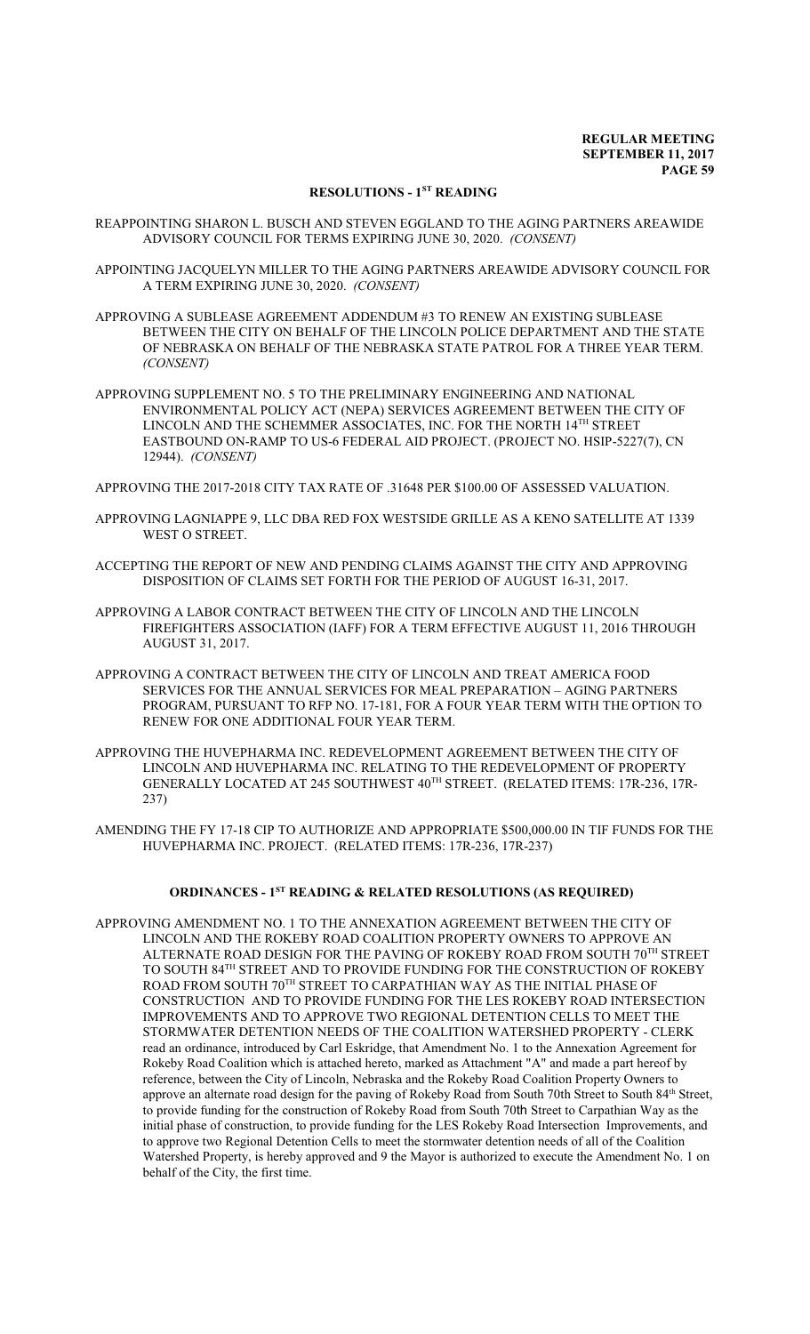## RESOLUTIONS - 1ST READING

REAPPOINTING SHARON L. BUSCH AND STEVEN EGGLAND TO THE AGING PARTNERS AREAWIDE ADVISORY COUNCIL FOR TERMS EXPIRING JUNE 30, 2020. *(CONSENT)*

APPOINTING JACQUELYN MILLER TO THE AGING PARTNERS AREAWIDE ADVISORY COUNCIL FOR A TERM EXPIRING JUNE 30, 2020. *(CONSENT)*

APPROVING A SUBLEASE AGREEMENT ADDENDUM #3 TO RENEW AN EXISTING SUBLEASE BETWEEN THE CITY ON BEHALF OF THE LINCOLN POLICE DEPARTMENT AND THE STATE OF NEBRASKA ON BEHALF OF THE NEBRASKA STATE PATROL FOR A THREE YEAR TERM. *(CONSENT)*

APPROVING SUPPLEMENT NO. 5 TO THE PRELIMINARY ENGINEERING AND NATIONAL ENVIRONMENTAL POLICY ACT (NEPA) SERVICES AGREEMENT BETWEEN THE CITY OF LINCOLN AND THE SCHEMMER ASSOCIATES, INC. FOR THE NORTH 14TH STREET EASTBOUND ON-RAMP TO US-6 FEDERAL AID PROJECT. (PROJECT NO. HSIP-5227(7), CN 12944). *(CONSENT)*

APPROVING THE 2017-2018 CITY TAX RATE OF .31648 PER $100.00 OF ASSESSED VALUATION.

APPROVING LAGNIAPPE 9, LLC DBA RED FOX WESTSIDE GRILLE AS A KENO SATELLITE AT 1339 WEST O STREET.

ACCEPTING THE REPORT OF NEW AND PENDING CLAIMS AGAINST THE CITY AND APPROVING DISPOSITION OF CLAIMS SET FORTH FOR THE PERIOD OF AUGUST 16-31, 2017.

APPROVING A LABOR CONTRACT BETWEEN THE CITY OF LINCOLN AND THE LINCOLN FIREFIGHTERS ASSOCIATION (IAFF) FOR A TERM EFFECTIVE AUGUST 11, 2016 THROUGH AUGUST 31, 2017.

APPROVING A CONTRACT BETWEEN THE CITY OF LINCOLN AND TREAT AMERICA FOOD SERVICES FOR THE ANNUAL SERVICES FOR MEAL PREPARATION – AGING PARTNERS PROGRAM, PURSUANT TO RFP NO. 17-181, FOR A FOUR YEAR TERM WITH THE OPTION TO RENEW FOR ONE ADDITIONAL FOUR YEAR TERM.

APPROVING THE HUVEPHARMA INC. REDEVELOPMENT AGREEMENT BETWEEN THE CITY OF LINCOLN AND HUVEPHARMA INC. RELATING TO THE REDEVELOPMENT OF PROPERTY GENERALLY LOCATED AT 245 SOUTHWEST 40TH STREET. (RELATED ITEMS: 17R-236, 17R-237)

AMENDING THE FY 17-18 CIP TO AUTHORIZE AND APPROPRIATE $500,000.00 IN TIF FUNDS FOR THE HUVEPHARMA INC. PROJECT. (RELATED ITEMS: 17R-236, 17R-237)

## ORDINANCES - 1ST READING & RELATED RESOLUTIONS (AS REQUIRED)

APPROVING AMENDMENT NO. 1 TO THE ANNEXATION AGREEMENT BETWEEN THE CITY OF LINCOLN AND THE ROKEBY ROAD COALITION PROPERTY OWNERS TO APPROVE AN ALTERNATE ROAD DESIGN FOR THE PAVING OF ROKEBY ROAD FROM SOUTH 70TH STREET TO SOUTH 84TH STREET AND TO PROVIDE FUNDING FOR THE CONSTRUCTION OF ROKEBY ROAD FROM SOUTH 70TH STREET TO CARPATHIAN WAY AS THE INITIAL PHASE OF CONSTRUCTION AND TO PROVIDE FUNDING FOR THE LES ROKEBY ROAD INTERSECTION IMPROVEMENTS AND TO APPROVE TWO REGIONAL DETENTION CELLS TO MEET THE STORMWATER DETENTION NEEDS OF THE COALITION WATERSHED PROPERTY - CLERK read an ordinance, introduced by Carl Eskridge, that Amendment No. 1 to the Annexation Agreement for Rokeby Road Coalition which is attached hereto, marked as Attachment "A" and made a part hereof by reference, between the City of Lincoln, Nebraska and the Rokeby Road Coalition Property Owners to approve an alternate road design for the paving of Rokeby Road from South 70th Street to South 84th Street, to provide funding for the construction of Rokeby Road from South 70th Street to Carpathian Way as the initial phase of construction, to provide funding for the LES Rokeby Road Intersection Improvements, and to approve two Regional Detention Cells to meet the stormwater detention needs of all of the Coalition Watershed Property, is hereby approved and 9 the Mayor is authorized to execute the Amendment No. 1 on behalf of the City, the first time.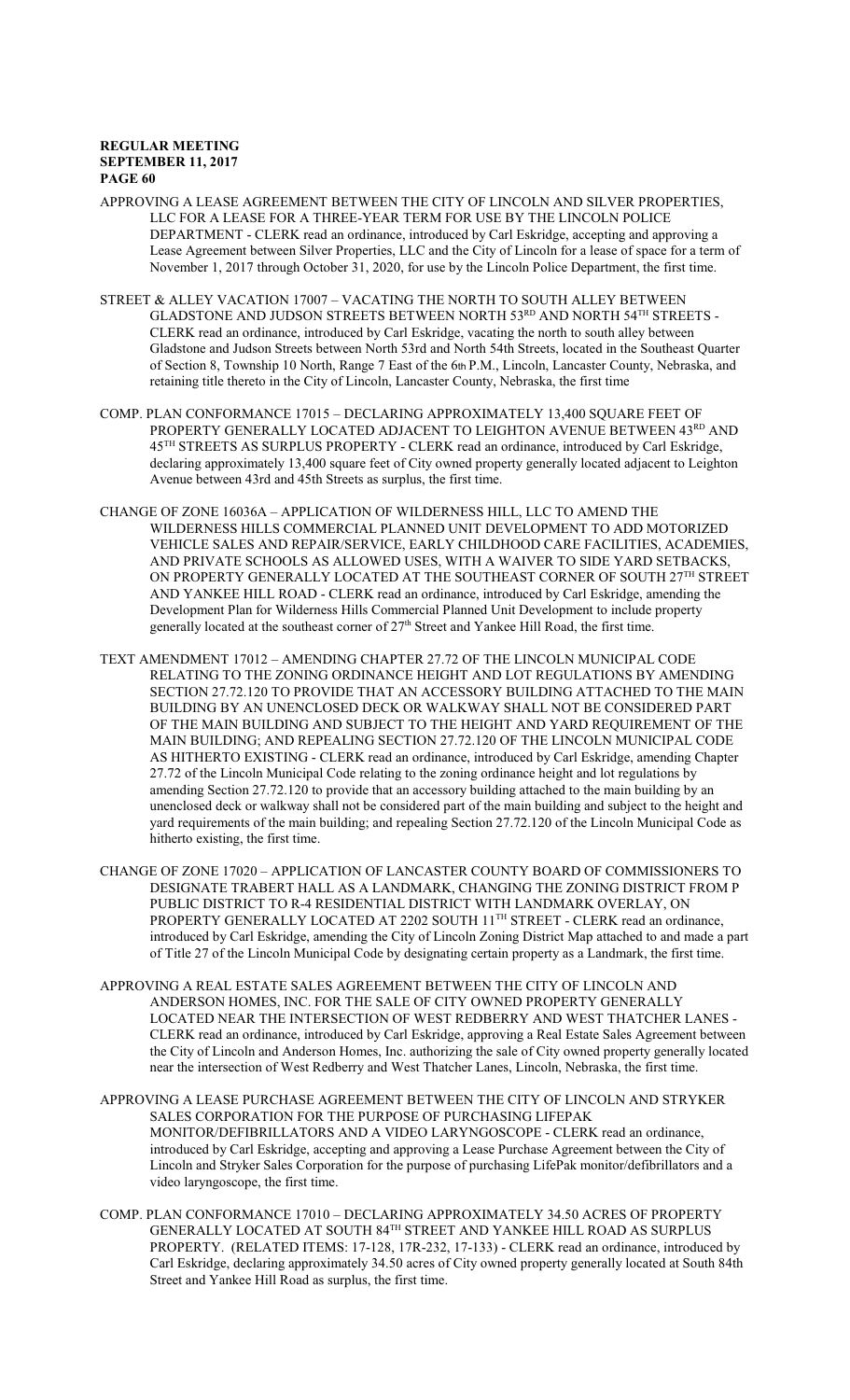APPROVING A LEASE AGREEMENT BETWEEN THE CITY OF LINCOLN AND SILVER PROPERTIES, LLC FOR A LEASE FOR A THREE-YEAR TERM FOR USE BY THE LINCOLN POLICE DEPARTMENT - CLERK read an ordinance, introduced by Carl Eskridge, accepting and approving a Lease Agreement between Silver Properties, LLC and the City of Lincoln for a lease of space for a term of November 1, 2017 through October 31, 2020, for use by the Lincoln Police Department, the first time.

STREET & ALLEY VACATION 17007 – VACATING THE NORTH TO SOUTH ALLEY BETWEEN GLADSTONE AND JUDSON STREETS BETWEEN NORTH 53RD AND NORTH 54TH STREETS - CLERK read an ordinance, introduced by Carl Eskridge, vacating the north to south alley between Gladstone and Judson Streets between North 53rd and North 54th Streets, located in the Southeast Quarter of Section 8, Township 10 North, Range 7 East of the 6th P.M., Lincoln, Lancaster County, Nebraska, and retaining title thereto in the City of Lincoln, Lancaster County, Nebraska, the first time

COMP. PLAN CONFORMANCE 17015 – DECLARING APPROXIMATELY 13,400 SQUARE FEET OF PROPERTY GENERALLY LOCATED ADJACENT TO LEIGHTON AVENUE BETWEEN 43RD AND 45TH STREETS AS SURPLUS PROPERTY - CLERK read an ordinance, introduced by Carl Eskridge, declaring approximately 13,400 square feet of City owned property generally located adjacent to Leighton Avenue between 43rd and 45th Streets as surplus, the first time.

CHANGE OF ZONE 16036A – APPLICATION OF WILDERNESS HILL, LLC TO AMEND THE WILDERNESS HILLS COMMERCIAL PLANNED UNIT DEVELOPMENT TO ADD MOTORIZED VEHICLE SALES AND REPAIR/SERVICE, EARLY CHILDHOOD CARE FACILITIES, ACADEMIES, AND PRIVATE SCHOOLS AS ALLOWED USES, WITH A WAIVER TO SIDE YARD SETBACKS, ON PROPERTY GENERALLY LOCATED AT THE SOUTHEAST CORNER OF SOUTH 27TH STREET AND YANKEE HILL ROAD - CLERK read an ordinance, introduced by Carl Eskridge, amending the Development Plan for Wilderness Hills Commercial Planned Unit Development to include property generally located at the southeast corner of 27th Street and Yankee Hill Road, the first time.

TEXT AMENDMENT 17012 – AMENDING CHAPTER 27.72 OF THE LINCOLN MUNICIPAL CODE RELATING TO THE ZONING ORDINANCE HEIGHT AND LOT REGULATIONS BY AMENDING SECTION 27.72.120 TO PROVIDE THAT AN ACCESSORY BUILDING ATTACHED TO THE MAIN BUILDING BY AN UNENCLOSED DECK OR WALKWAY SHALL NOT BE CONSIDERED PART OF THE MAIN BUILDING AND SUBJECT TO THE HEIGHT AND YARD REQUIREMENT OF THE MAIN BUILDING; AND REPEALING SECTION 27.72.120 OF THE LINCOLN MUNICIPAL CODE AS HITHERTO EXISTING - CLERK read an ordinance, introduced by Carl Eskridge, amending Chapter 27.72 of the Lincoln Municipal Code relating to the zoning ordinance height and lot regulations by amending Section 27.72.120 to provide that an accessory building attached to the main building by an unenclosed deck or walkway shall not be considered part of the main building and subject to the height and yard requirements of the main building; and repealing Section 27.72.120 of the Lincoln Municipal Code as hitherto existing, the first time.

CHANGE OF ZONE 17020 – APPLICATION OF LANCASTER COUNTY BOARD OF COMMISSIONERS TO DESIGNATE TRABERT HALL AS A LANDMARK, CHANGING THE ZONING DISTRICT FROM P PUBLIC DISTRICT TO R-4 RESIDENTIAL DISTRICT WITH LANDMARK OVERLAY, ON PROPERTY GENERALLY LOCATED AT 2202 SOUTH 11TH STREET - CLERK read an ordinance, introduced by Carl Eskridge, amending the City of Lincoln Zoning District Map attached to and made a part of Title 27 of the Lincoln Municipal Code by designating certain property as a Landmark, the first time.

APPROVING A REAL ESTATE SALES AGREEMENT BETWEEN THE CITY OF LINCOLN AND ANDERSON HOMES, INC. FOR THE SALE OF CITY OWNED PROPERTY GENERALLY LOCATED NEAR THE INTERSECTION OF WEST REDBERRY AND WEST THATCHER LANES - CLERK read an ordinance, introduced by Carl Eskridge, approving a Real Estate Sales Agreement between the City of Lincoln and Anderson Homes, Inc. authorizing the sale of City owned property generally located near the intersection of West Redberry and West Thatcher Lanes, Lincoln, Nebraska, the first time.

APPROVING A LEASE PURCHASE AGREEMENT BETWEEN THE CITY OF LINCOLN AND STRYKER SALES CORPORATION FOR THE PURPOSE OF PURCHASING LIFEPAK MONITOR/DEFIBRILLATORS AND A VIDEO LARYNGOSCOPE - CLERK read an ordinance, introduced by Carl Eskridge, accepting and approving a Lease Purchase Agreement between the City of Lincoln and Stryker Sales Corporation for the purpose of purchasing LifePak monitor/defibrillators and a video laryngoscope, the first time.

COMP. PLAN CONFORMANCE 17010 – DECLARING APPROXIMATELY 34.50 ACRES OF PROPERTY GENERALLY LOCATED AT SOUTH 84TH STREET AND YANKEE HILL ROAD AS SURPLUS PROPERTY. (RELATED ITEMS: 17-128, 17R-232, 17-133) - CLERK read an ordinance, introduced by Carl Eskridge, declaring approximately 34.50 acres of City owned property generally located at South 84th Street and Yankee Hill Road as surplus, the first time.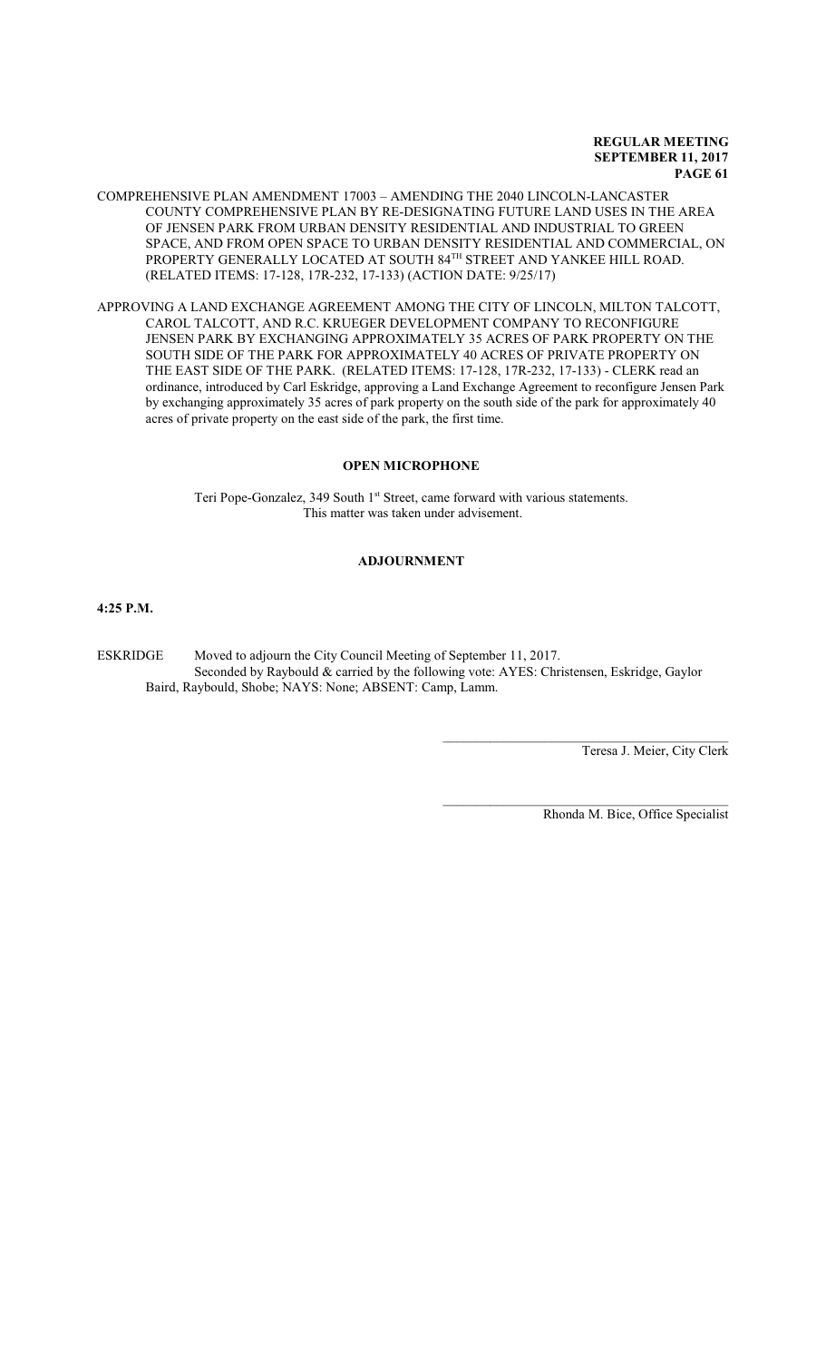COMPREHENSIVE PLAN AMENDMENT 17003 – AMENDING THE 2040 LINCOLN-LANCASTER COUNTY COMPREHENSIVE PLAN BY RE-DESIGNATING FUTURE LAND USES IN THE AREA OF JENSEN PARK FROM URBAN DENSITY RESIDENTIAL AND INDUSTRIAL TO GREEN SPACE, AND FROM OPEN SPACE TO URBAN DENSITY RESIDENTIAL AND COMMERCIAL, ON PROPERTY GENERALLY LOCATED AT SOUTH 84TH STREET AND YANKEE HILL ROAD. (RELATED ITEMS: 17-128, 17R-232, 17-133) (ACTION DATE: 9/25/17)

APPROVING A LAND EXCHANGE AGREEMENT AMONG THE CITY OF LINCOLN, MILTON TALCOTT, CAROL TALCOTT, AND R.C. KRUEGER DEVELOPMENT COMPANY TO RECONFIGURE JENSEN PARK BY EXCHANGING APPROXIMATELY 35 ACRES OF PARK PROPERTY ON THE SOUTH SIDE OF THE PARK FOR APPROXIMATELY 40 ACRES OF PRIVATE PROPERTY ON THE EAST SIDE OF THE PARK. (RELATED ITEMS: 17-128, 17R-232, 17-133) - CLERK read an ordinance, introduced by Carl Eskridge, approving a Land Exchange Agreement to reconfigure Jensen Park by exchanging approximately 35 acres of park property on the south side of the park for approximately 40 acres of private property on the east side of the park, the first time.

## OPEN MICROPHONE

Teri Pope-Gonzalez, 349 South 1st Street, came forward with various statements. This matter was taken under advisement.

## ADJOURNMENT

**4:25 P.M.**

ESKRIDGE Moved to adjourn the City Council Meeting of September 11, 2017. Seconded by Raybould & carried by the following vote: AYES: Christensen, Eskridge, Gaylor Baird, Raybould, Shobe; NAYS: None; ABSENT: Camp, Lamm.

Teresa J. Meier, City Clerk

Rhonda M. Bice, Office Specialist